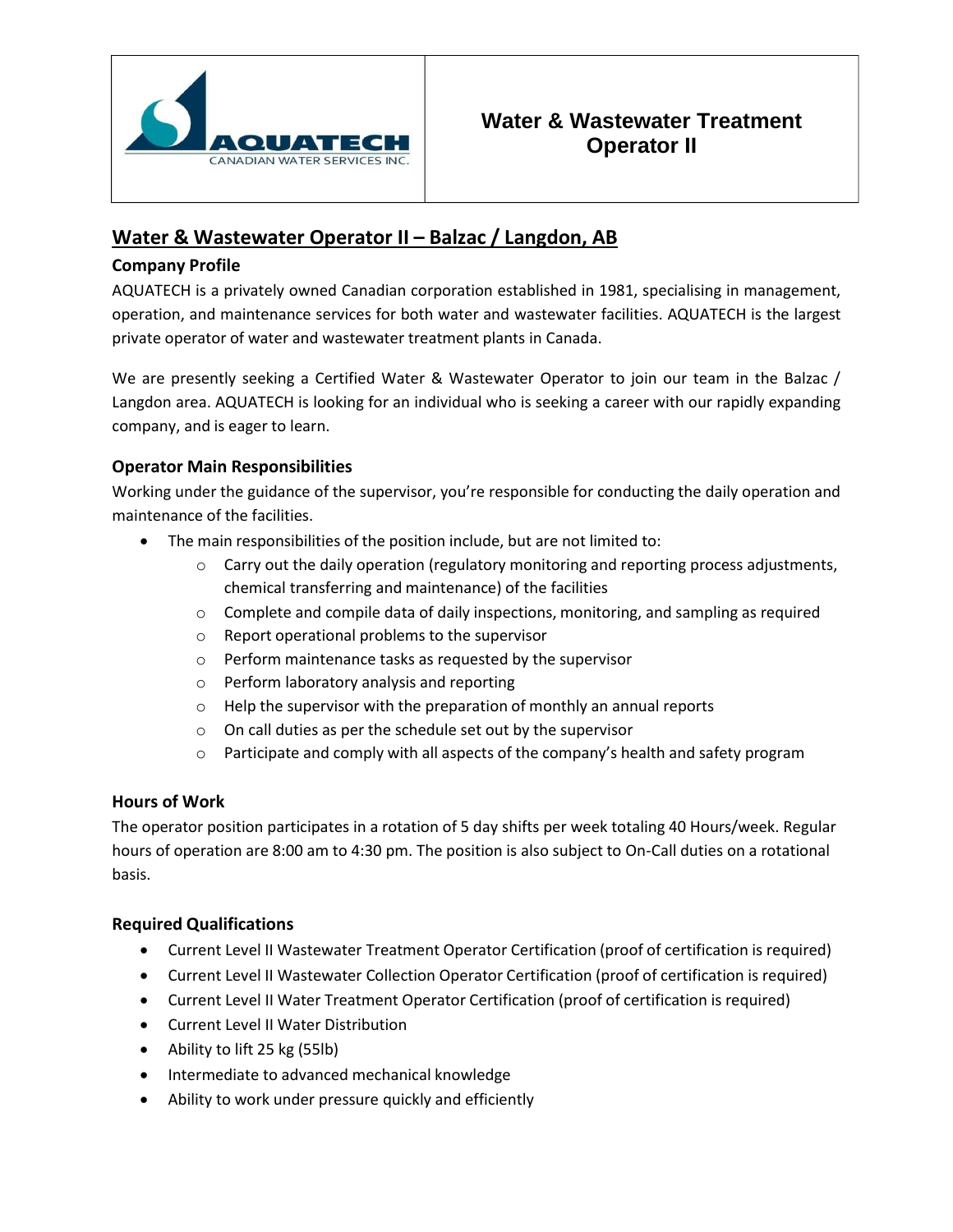| AQUATECH CANADIAN WATER SERVICES INC. | **Water & Wastewater Treatment Operator II** |
| --- | --- |

## Water & Wastewater Operator II – Balzac / Langdon, AB

### Company Profile

AQUATECH is a privately owned Canadian corporation established in 1981, specialising in management, operation, and maintenance services for both water and wastewater facilities. AQUATECH is the largest private operator of water and wastewater treatment plants in Canada.

We are presently seeking a Certified Water & Wastewater Operator to join our team in the Balzac / Langdon area. AQUATECH is looking for an individual who is seeking a career with our rapidly expanding company, and is eager to learn.

### Operator Main Responsibilities

Working under the guidance of the supervisor, you're responsible for conducting the daily operation and maintenance of the facilities.

- The main responsibilities of the position include, but are not limited to:
  - Carry out the daily operation (regulatory monitoring and reporting process adjustments, chemical transferring and maintenance) of the facilities
  - Complete and compile data of daily inspections, monitoring, and sampling as required
  - Report operational problems to the supervisor
  - Perform maintenance tasks as requested by the supervisor
  - Perform laboratory analysis and reporting
  - Help the supervisor with the preparation of monthly an annual reports
  - On call duties as per the schedule set out by the supervisor
  - Participate and comply with all aspects of the company's health and safety program

### Hours of Work

The operator position participates in a rotation of 5 day shifts per week totaling 40 Hours/week. Regular hours of operation are 8:00 am to 4:30 pm. The position is also subject to On-Call duties on a rotational basis.

### Required Qualifications

- Current Level II Wastewater Treatment Operator Certification (proof of certification is required)
- Current Level II Wastewater Collection Operator Certification (proof of certification is required)
- Current Level II Water Treatment Operator Certification (proof of certification is required)
- Current Level II Water Distribution
- Ability to lift 25 kg (55lb)
- Intermediate to advanced mechanical knowledge
- Ability to work under pressure quickly and efficiently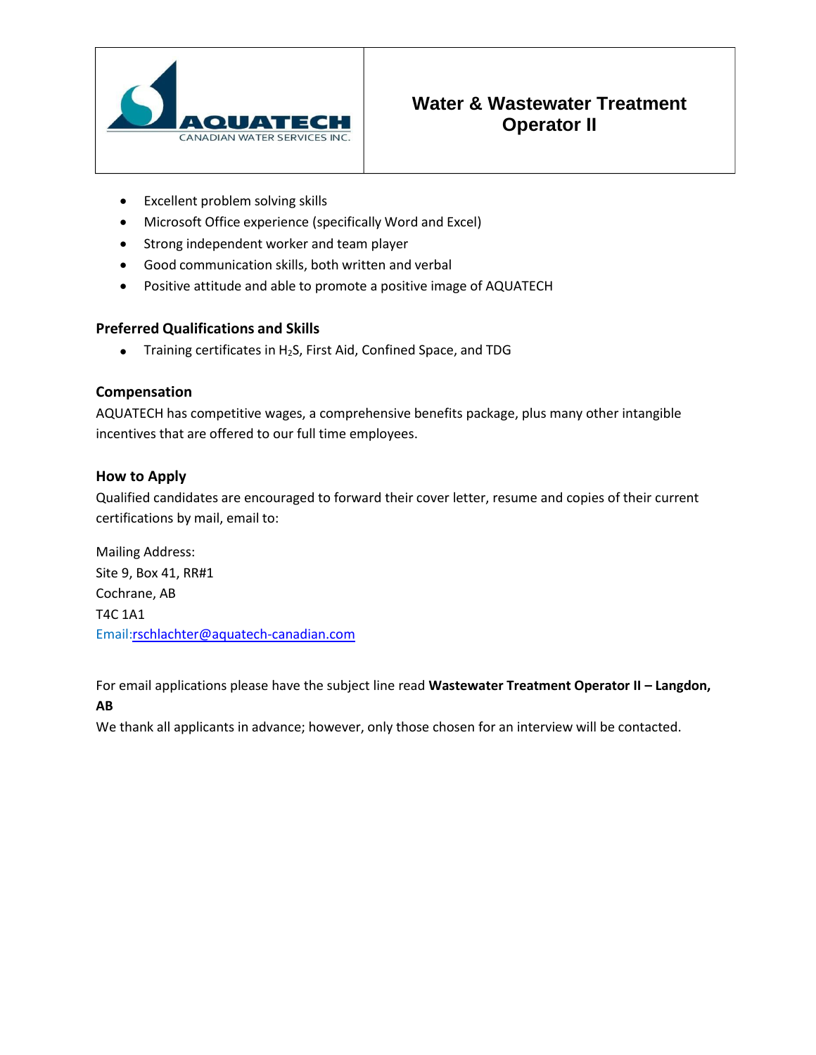| AQUATECH CANADIAN WATER SERVICES INC. | **Water & Wastewater Treatment Operator II** |
| --- | --- |

- Excellent problem solving skills
- Microsoft Office experience (specifically Word and Excel)
- Strong independent worker and team player
- Good communication skills, both written and verbal
- Positive attitude and able to promote a positive image of AQUATECH

### Preferred Qualifications and Skills

- Training certificates in $H_2S$, First Aid, Confined Space, and TDG

### Compensation

AQUATECH has competitive wages, a comprehensive benefits package, plus many other intangible incentives that are offered to our full time employees.

### How to Apply

Qualified candidates are encouraged to forward their cover letter, resume and copies of their current certifications by mail, email to:

Mailing Address:
Site 9, Box 41, RR#1
Cochrane, AB
T4C 1A1
Email:rschlachter@aquatech-canadian.com

For email applications please have the subject line read **Wastewater Treatment Operator II – Langdon, AB**

We thank all applicants in advance; however, only those chosen for an interview will be contacted.